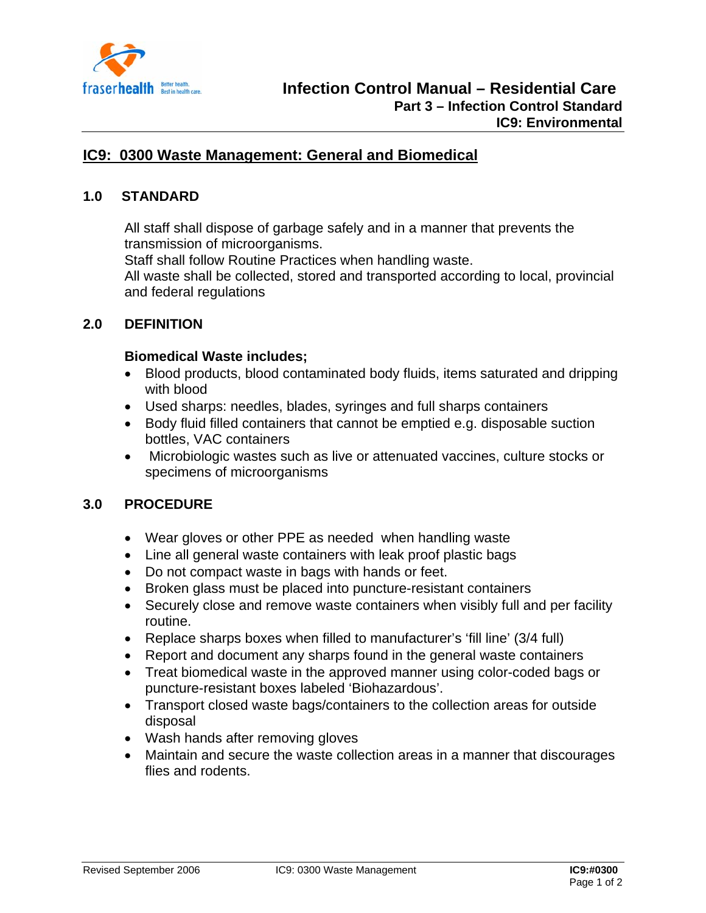# Infection Control Manual – Residential Care

**Part 3 – Infection Control Standard**

**IC9: Environmental**

## IC9: 0300 Waste Management: General and Biomedical

### 1.0 STANDARD

All staff shall dispose of garbage safely and in a manner that prevents the transmission of microorganisms.
Staff shall follow Routine Practices when handling waste.
All waste shall be collected, stored and transported according to local, provincial and federal regulations

### 2.0 DEFINITION

**Biomedical Waste includes;**

- Blood products, blood contaminated body fluids, items saturated and dripping with blood
- Used sharps: needles, blades, syringes and full sharps containers
- Body fluid filled containers that cannot be emptied e.g. disposable suction bottles, VAC containers
- Microbiologic wastes such as live or attenuated vaccines, culture stocks or specimens of microorganisms

### 3.0 PROCEDURE

- Wear gloves or other PPE as needed when handling waste
- Line all general waste containers with leak proof plastic bags
- Do not compact waste in bags with hands or feet.
- Broken glass must be placed into puncture-resistant containers
- Securely close and remove waste containers when visibly full and per facility routine.
- Replace sharps boxes when filled to manufacturer's 'fill line' (3/4 full)
- Report and document any sharps found in the general waste containers
- Treat biomedical waste in the approved manner using color-coded bags or puncture-resistant boxes labeled 'Biohazardous'.
- Transport closed waste bags/containers to the collection areas for outside disposal
- Wash hands after removing gloves
- Maintain and secure the waste collection areas in a manner that discourages flies and rodents.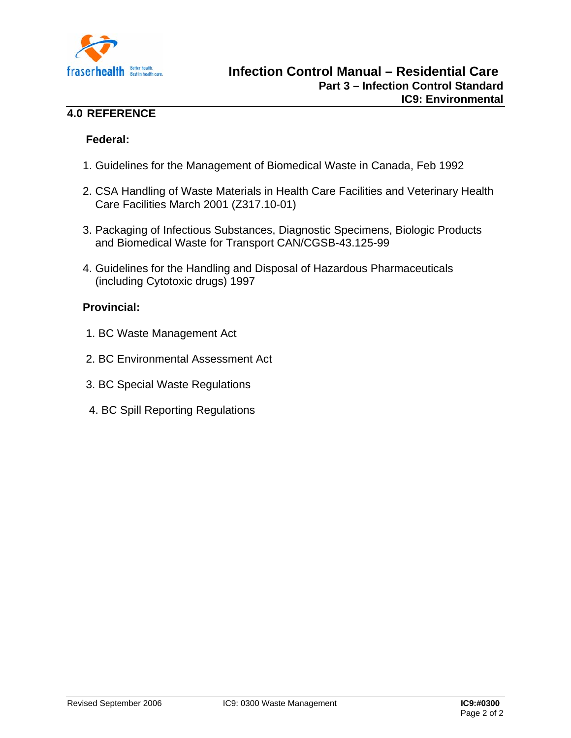## 4.0 REFERENCE

**Federal:**

1. Guidelines for the Management of Biomedical Waste in Canada, Feb 1992
2. CSA Handling of Waste Materials in Health Care Facilities and Veterinary Health Care Facilities March 2001 (Z317.10-01)
3. Packaging of Infectious Substances, Diagnostic Specimens, Biologic Products and Biomedical Waste for Transport CAN/CGSB-43.125-99
4. Guidelines for the Handling and Disposal of Hazardous Pharmaceuticals (including Cytotoxic drugs) 1997

**Provincial:**

1. BC Waste Management Act
2. BC Environmental Assessment Act
3. BC Special Waste Regulations
4. BC Spill Reporting Regulations